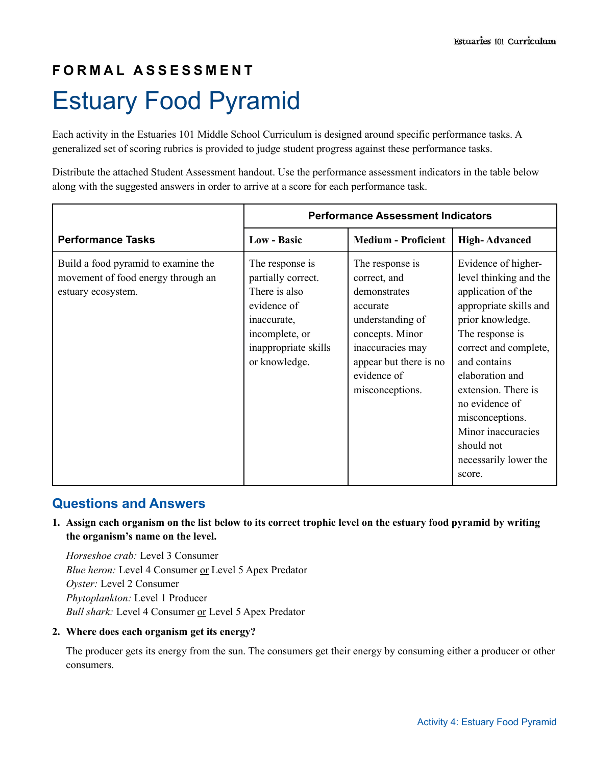**FORMAL ASSESSMENT**

# Estuary Food Pyramid

Each activity in the Estuaries 101 Middle School Curriculum is designed around specific performance tasks. A generalized set of scoring rubrics is provided to judge student progress against these performance tasks.

Distribute the attached Student Assessment handout. Use the performance assessment indicators in the table below along with the suggested answers in order to arrive at a score for each performance task.

| Performance Tasks | Performance Assessment Indicators | | |
|---|---|---|---|
| | **Low - Basic** | **Medium - Proficient** | **High- Advanced** |
| Build a food pyramid to examine the movement of food energy through an estuary ecosystem. | The response is partially correct. There is also evidence of inaccurate, incomplete, or inappropriate skills or knowledge. | The response is correct, and demonstrates accurate understanding of concepts. Minor inaccuracies may appear but there is no evidence of misconceptions. | Evidence of higher-level thinking and the application of the appropriate skills and prior knowledge. The response is correct and complete, and contains elaboration and extension. There is no evidence of misconceptions. Minor inaccuracies should not necessarily lower the score. |

## Questions and Answers

1. **Assign each organism on the list below to its correct trophic level on the estuary food pyramid by writing the organism's name on the level.**

   *Horseshoe crab:* Level 3 Consumer
   *Blue heron:* Level 4 Consumer or Level 5 Apex Predator
   *Oyster:* Level 2 Consumer
   *Phytoplankton:* Level 1 Producer
   *Bull shark:* Level 4 Consumer or Level 5 Apex Predator

2. **Where does each organism get its energy?**

   The producer gets its energy from the sun. The consumers get their energy by consuming either a producer or other consumers.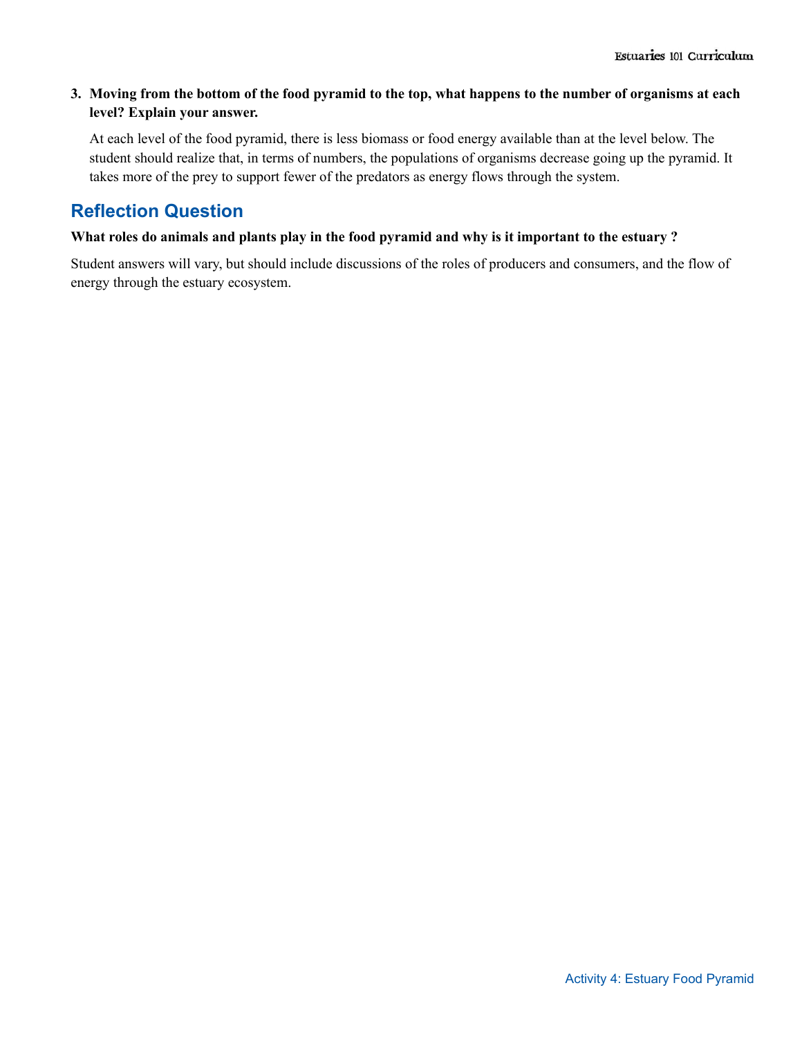3. **Moving from the bottom of the food pyramid to the top, what happens to the number of organisms at each level? Explain your answer.**

   At each level of the food pyramid, there is less biomass or food energy available than at the level below. The student should realize that, in terms of numbers, the populations of organisms decrease going up the pyramid. It takes more of the prey to support fewer of the predators as energy flows through the system.

## Reflection Question

**What roles do animals and plants play in the food pyramid and why is it important to the estuary ?**

Student answers will vary, but should include discussions of the roles of producers and consumers, and the flow of energy through the estuary ecosystem.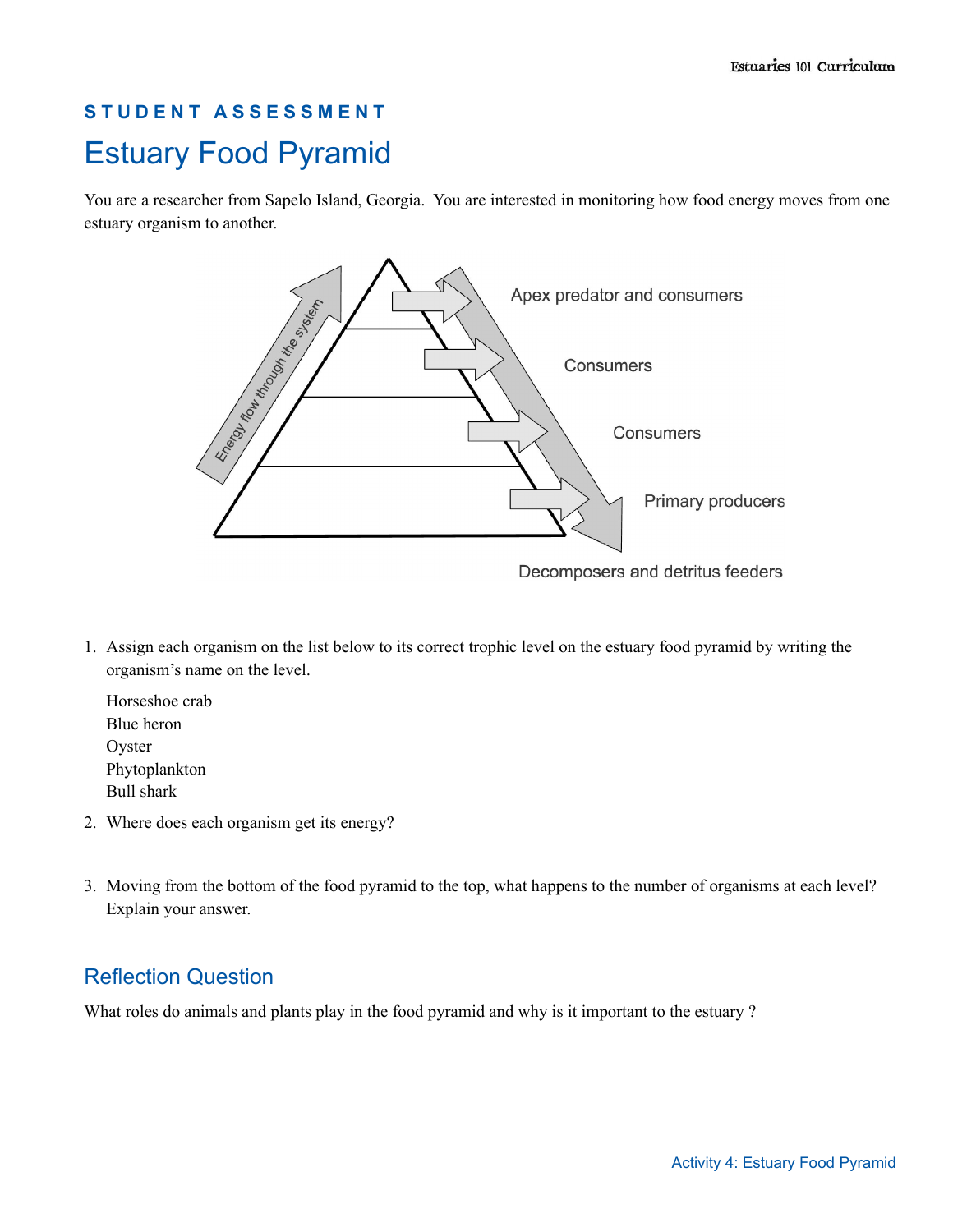## STUDENT ASSESSMENT

# Estuary Food Pyramid

You are a researcher from Sapelo Island, Georgia. You are interested in monitoring how food energy moves from one estuary organism to another.

Energy flow through the system

Apex predator and consumers

Consumers

Consumers

Primary producers

Decomposers and detritus feeders

1. Assign each organism on the list below to its correct trophic level on the estuary food pyramid by writing the organism's name on the level.

   Horseshoe crab
   Blue heron
   Oyster
   Phytoplankton
   Bull shark

2. Where does each organism get its energy?

3. Moving from the bottom of the food pyramid to the top, what happens to the number of organisms at each level? Explain your answer.

## Reflection Question

What roles do animals and plants play in the food pyramid and why is it important to the estuary ?